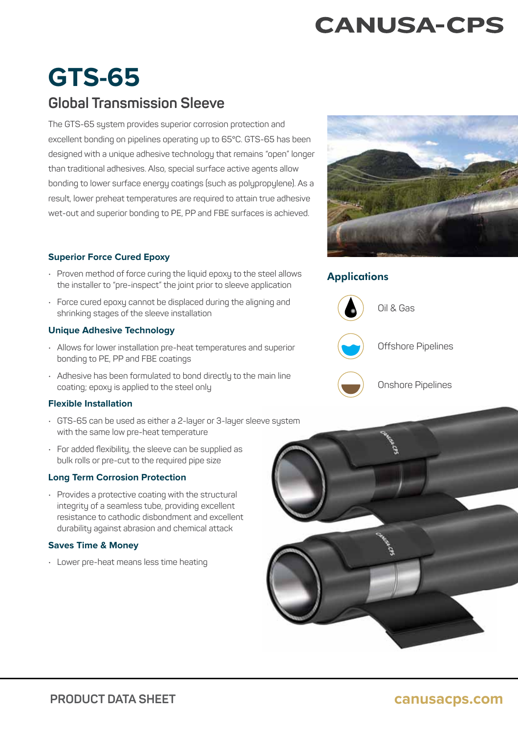CANUSA-CPS

# GTS-65

## Global Transmission Sleeve

The GTS-65 system provides superior corrosion protection and excellent bonding on pipelines operating up to 65°C. GTS-65 has been designed with a unique adhesive technology that remains "open" longer than traditional adhesives. Also, special surface active agents allow bonding to lower surface energy coatings (such as polypropylene). As a result, lower preheat temperatures are required to attain true adhesive wet-out and superior bonding to PE, PP and FBE surfaces is achieved.

### Superior Force Cured Epoxy

- Proven method of force curing the liquid epoxy to the steel allows the installer to "pre-inspect" the joint prior to sleeve application
- Force cured epoxy cannot be displaced during the aligning and shrinking stages of the sleeve installation

### Unique Adhesive Technology

- Allows for lower installation pre-heat temperatures and superior bonding to PE, PP and FBE coatings
- Adhesive has been formulated to bond directly to the main line coating; epoxy is applied to the steel only

### Flexible Installation

- GTS-65 can be used as either a 2-layer or 3-layer sleeve system with the same low pre-heat temperature
- For added flexibility, the sleeve can be supplied as bulk rolls or pre-cut to the required pipe size

### Long Term Corrosion Protection

- Provides a protective coating with the structural integrity of a seamless tube, providing excellent resistance to cathodic disbondment and excellent durability against abrasion and chemical attack

### Saves Time & Money

- Lower pre-heat means less time heating

### Applications

- Oil & Gas
- Offshore Pipelines
- Onshore Pipelines

PRODUCT DATA SHEET

canusacps.com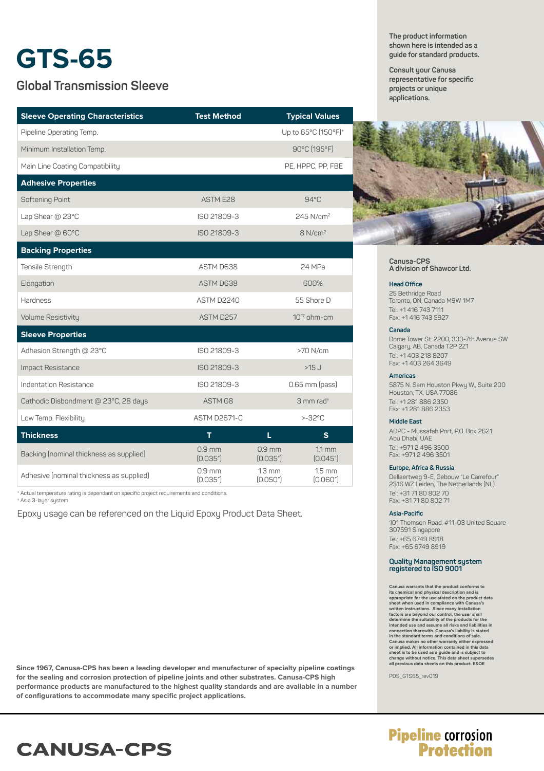# GTS-65

## Global Transmission Sleeve

| Sleeve Operating Characteristics | Test Method | Typical Values | | |
|---|---|---|---|---|
| Pipeline Operating Temp. | | Up to 65°C (150°F)* | | |
| Minimum Installation Temp. | | 90°C (195°F) | | |
| Main Line Coating Compatibility | | PE, HPPC, PP, FBE | | |
| **Adhesive Properties** | | | | |
| Softening Point | ASTM E28 | 94°C | | |
| Lap Shear @ 23°C | ISO 21809-3 | 245 N/cm$^2$ | | |
| Lap Shear @ 60°C | ISO 21809-3 | 8 N/cm$^2$ | | |
| **Backing Properties** | | | | |
| Tensile Strength | ASTM D638 | 24 MPa | | |
| Elongation | ASTM D638 | 600% | | |
| Hardness | ASTM D2240 | 55 Shore D | | |
| Volume Resistivity | ASTM D257 | $10^{17}$ ohm-cm | | |
| **Sleeve Properties** | | | | |
| Adhesion Strength @ 23°C | ISO 21809-3 | >70 N/cm | | |
| Impact Resistance | ISO 21809-3 | >15 J | | |
| Indentation Resistance | ISO 21809-3 | 0.65 mm (pass) | | |
| Cathodic Disbondment @ 23°C, 28 days | ASTM G8 | 3 mm rad† | | |
| Low Temp. Flexibility | ASTM D2671-C | >-32°C | | |
| **Thickness** | **T** | **L** | **S** | |
| Backing (nominal thickness as supplied) | 0.9 mm (0.035") | 0.9 mm (0.035") | 1.1 mm (0.045") | |
| Adhesive (nominal thickness as supplied) | 0.9 mm (0.035") | 1.3 mm (0.050") | 1.5 mm (0.060") | |

\* Actual temperature rating is dependant on specific project requirements and conditions.
† As a 3-layer system

Epoxy usage can be referenced on the Liquid Epoxy Product Data Sheet.

**Since 1967, Canusa-CPS has been a leading developer and manufacturer of specialty pipeline coatings for the sealing and corrosion protection of pipeline joints and other substrates. Canusa-CPS high performance products are manufactured to the highest quality standards and are available in a number of configurations to accommodate many specific project applications.**

The product information shown here is intended as a guide for standard products.

Consult your Canusa representative for specific projects or unique applications.

Canusa-CPS
A division of Shawcor Ltd.

**Head Office**
25 Bethridge Road
Toronto, ON, Canada M9W 1M7
Tel: +1 416 743 7111
Fax: +1 416 743 5927

**Canada**
Dome Tower St. 2200, 333-7th Avenue SW
Calgary, AB, Canada T2P 2Z1
Tel: +1 403 218 8207
Fax: +1 403 264 3649

**Americas**
5875 N. Sam Houston Pkwy W., Suite 200
Houston, TX, USA 77086
Tel: +1 281 886 2350
Fax: +1 281 886 2353

**Middle East**
ADPC - Mussafah Port, P.O. Box 2621
Abu Dhabi, UAE
Tel: +971 2 496 3500
Fax: +971 2 496 3501

**Europe, Africa & Russia**
Dellaertweg 9-E, Gebouw "Le Carrefour"
2316 WZ Leiden, The Netherlands (NL)
Tel: +31 71 80 802 70
Fax: +31 71 80 802 71

**Asia-Pacific**
101 Thomson Road, #11-03 United Square
307591 Singapore
Tel: +65 6749 8918
Fax: +65 6749 8919

**Quality Management system registered to ISO 9001**

Canusa warrants that the product conforms to its chemical and physical description and is appropriate for the use stated on the product data sheet when used in compliance with Canusa's written instructions. Since many installation factors are beyond our control, the user shall determine the suitability of the products for the intended use and assume all risks and liabilities in connection therewith. Canusa's liability is stated in the standard terms and conditions of sale. Canusa makes no other warranty either expressed or implied. All information contained in this data sheet is to be used as a guide and is subject to change without notice. This data sheet supersedes all previous data sheets on this product. E&OE

PDS_GTS65_rev019

CANUSA-CPS

Pipeline corrosion Protection